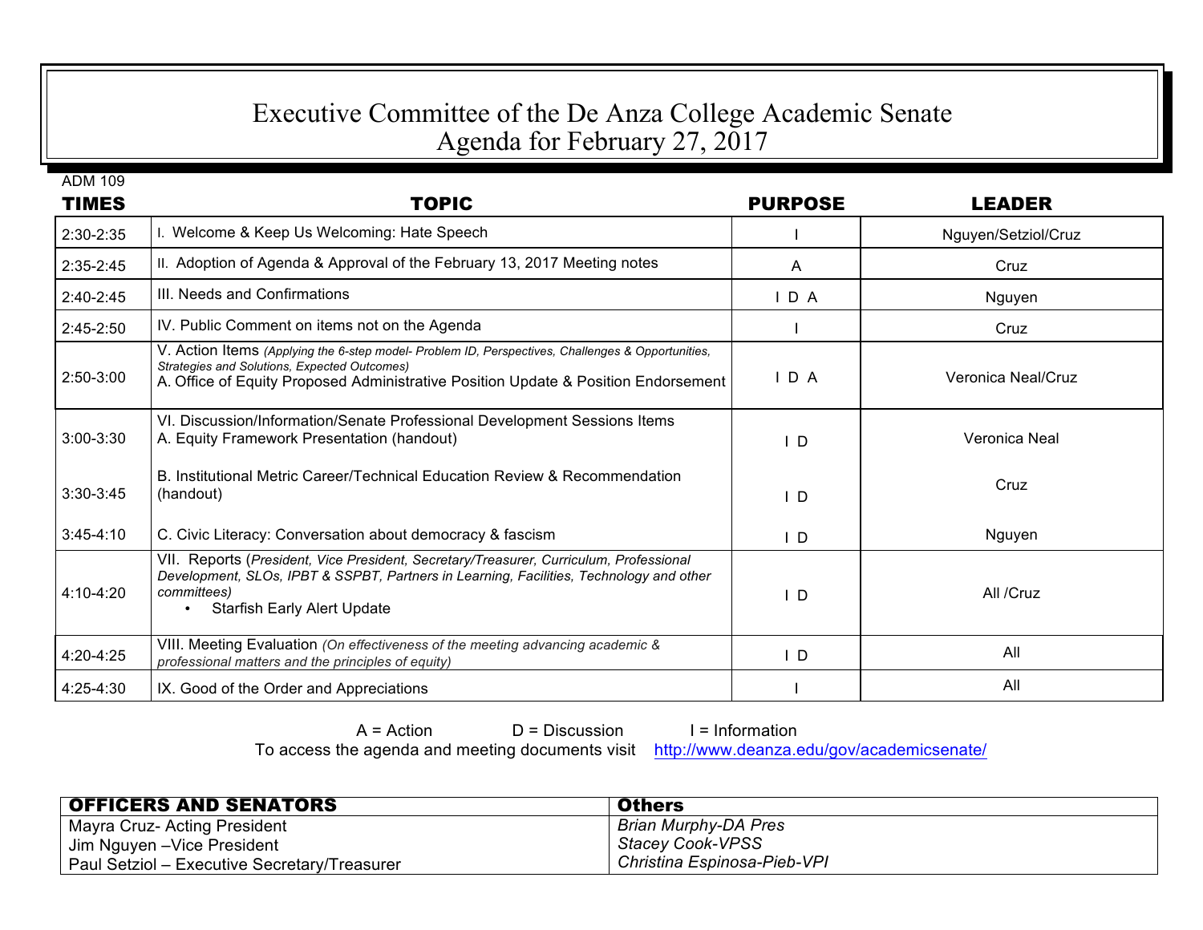# Executive Committee of the De Anza College Academic Senate
## Agenda for February 27, 2017

ADM 109

| TIMES | TOPIC | PURPOSE | LEADER |
|---|---|---|---|
| 2:30-2:35 | I. Welcome & Keep Us Welcoming: Hate Speech | I | Nguyen/Setziol/Cruz |
| 2:35-2:45 | II. Adoption of Agenda & Approval of the February 13, 2017 Meeting notes | A | Cruz |
| 2:40-2:45 | III. Needs and Confirmations | I D A | Nguyen |
| 2:45-2:50 | IV. Public Comment on items not on the Agenda | I | Cruz |
| 2:50-3:00 | V. Action Items *(Applying the 6-step model- Problem ID, Perspectives, Challenges & Opportunities, Strategies and Solutions, Expected Outcomes)*<br>A. Office of Equity Proposed Administrative Position Update & Position Endorsement | I D A | Veronica Neal/Cruz |
| 3:00-3:30 | VI. Discussion/Information/Senate Professional Development Sessions Items<br>A. Equity Framework Presentation (handout) | I D | Veronica Neal |
| 3:30-3:45 | B. Institutional Metric Career/Technical Education Review & Recommendation (handout) | I D | Cruz |
| 3:45-4:10 | C. Civic Literacy: Conversation about democracy & fascism | I D | Nguyen |
| 4:10-4:20 | VII. Reports (*President, Vice President, Secretary/Treasurer, Curriculum, Professional Development, SLOs, IPBT & SSPBT, Partners in Learning, Facilities, Technology and other committees)*<br>• Starfish Early Alert Update | I D | All /Cruz |
| 4:20-4:25 | VIII. Meeting Evaluation *(On effectiveness of the meeting advancing academic & professional matters and the principles of equity)* | I D | All |
| 4:25-4:30 | IX. Good of the Order and Appreciations | I | All |

A = Action D = Discussion I = Information

To access the agenda and meeting documents visit http://www.deanza.edu/gov/academicsenate/

| OFFICERS AND SENATORS | Others |
|---|---|
| Mayra Cruz- Acting President | *Brian Murphy-DA Pres* |
| Jim Nguyen –Vice President | *Stacey Cook-VPSS* |
| Paul Setziol – Executive Secretary/Treasurer | *Christina Espinosa-Pieb-VPI* |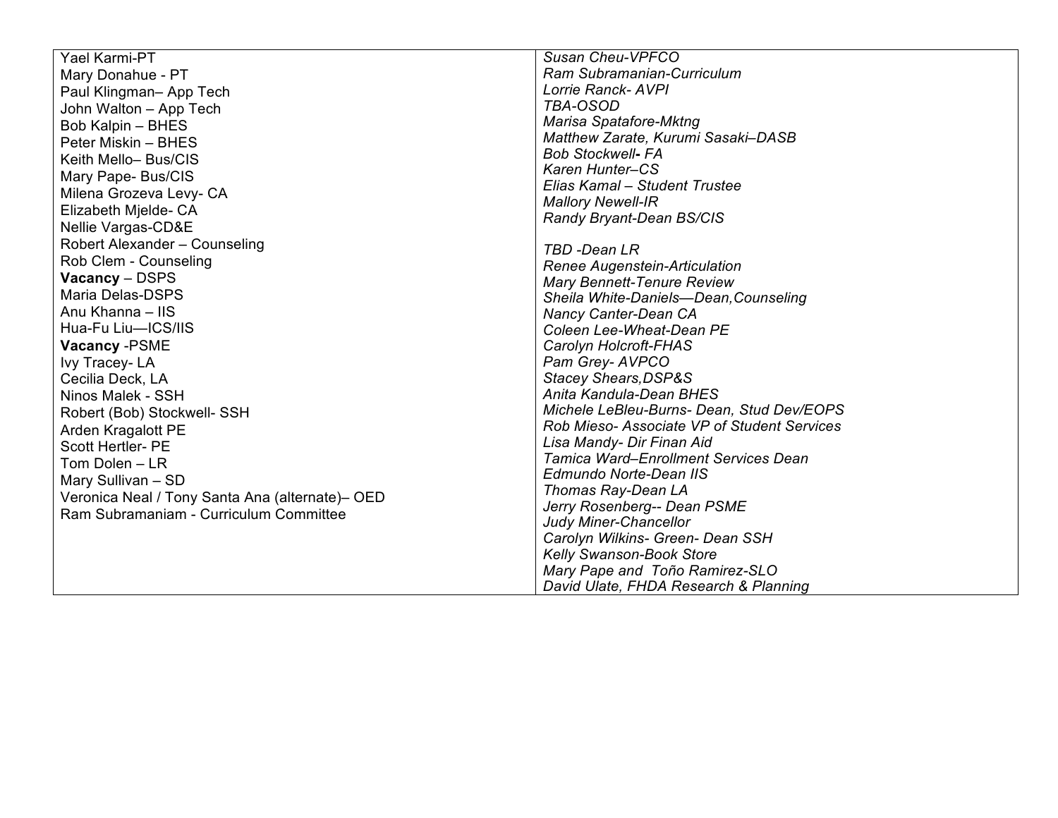| | |
|---|---|
| Yael Karmi-PT<br>Mary Donahue - PT<br>Paul Klingman– App Tech<br>John Walton – App Tech<br>Bob Kalpin – BHES<br>Peter Miskin – BHES<br>Keith Mello– Bus/CIS<br>Mary Pape- Bus/CIS<br>Milena Grozeva Levy- CA<br>Elizabeth Mjelde- CA<br>Nellie Vargas-CD&E<br>Robert Alexander – Counseling<br>Rob Clem - Counseling<br>**Vacancy** – DSPS<br>Maria Delas-DSPS<br>Anu Khanna – IIS<br>Hua-Fu Liu—ICS/IIS<br>**Vacancy** -PSME<br>Ivy Tracey- LA<br>Cecilia Deck, LA<br>Ninos Malek - SSH<br>Robert (Bob) Stockwell- SSH<br>Arden Kragalott PE<br>Scott Hertler- PE<br>Tom Dolen – LR<br>Mary Sullivan – SD<br>Veronica Neal / Tony Santa Ana (alternate)– OED<br>Ram Subramaniam - Curriculum Committee | *Susan Cheu-VPFCO*<br>*Ram Subramanian-Curriculum*<br>*Lorrie Ranck- AVPI*<br>*TBA-OSOD*<br>*Marisa Spatafore-Mktng*<br>*Matthew Zarate, Kurumi Sasaki–DASB*<br>*Bob Stockwell- FA*<br>*Karen Hunter–CS*<br>*Elias Kamal – Student Trustee*<br>*Mallory Newell-IR*<br>*Randy Bryant-Dean BS/CIS*<br><br>*TBD -Dean LR*<br>*Renee Augenstein-Articulation*<br>*Mary Bennett-Tenure Review*<br>*Sheila White-Daniels—Dean,Counseling*<br>*Nancy Canter-Dean CA*<br>*Coleen Lee-Wheat-Dean PE*<br>*Carolyn Holcroft-FHAS*<br>*Pam Grey- AVPCO*<br>*Stacey Shears,DSP&S*<br>*Anita Kandula-Dean BHES*<br>*Michele LeBleu-Burns- Dean, Stud Dev/EOPS*<br>*Rob Mieso- Associate VP of Student Services*<br>*Lisa Mandy- Dir Finan Aid*<br>*Tamica Ward–Enrollment Services Dean*<br>*Edmundo Norte-Dean IIS*<br>*Thomas Ray-Dean LA*<br>*Jerry Rosenberg-- Dean PSME*<br>*Judy Miner-Chancellor*<br>*Carolyn Wilkins- Green- Dean SSH*<br>*Kelly Swanson-Book Store*<br>*Mary Pape and Toño Ramirez-SLO*<br>*David Ulate, FHDA Research & Planning* |